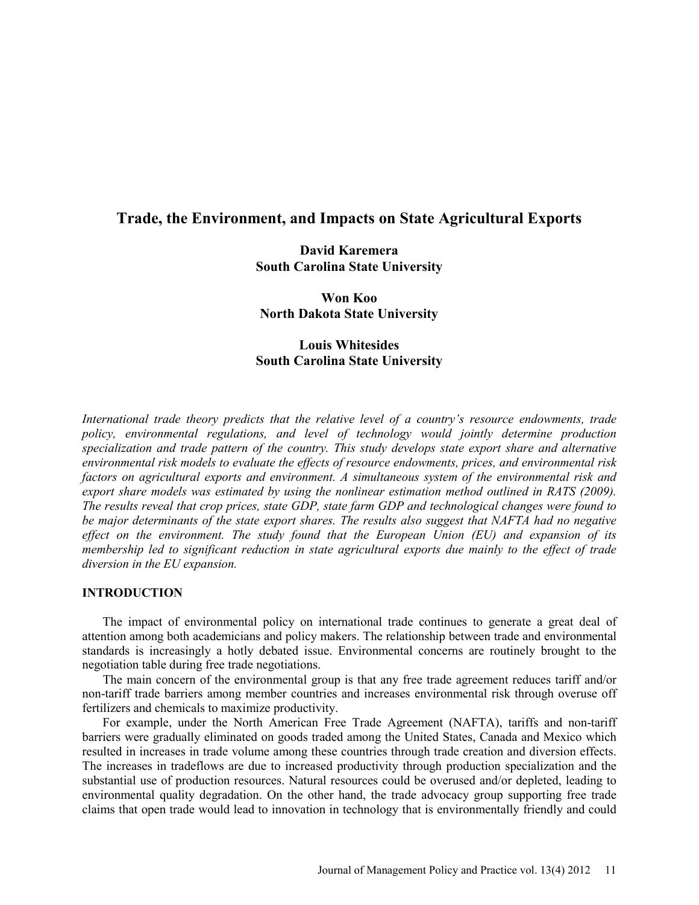# Trade, the Environment, and Impacts on State Agricultural Exports

**David Karemera**
**South Carolina State University**

**Won Koo**
**North Dakota State University**

**Louis Whitesides**
**South Carolina State University**

*International trade theory predicts that the relative level of a country's resource endowments, trade policy, environmental regulations, and level of technology would jointly determine production specialization and trade pattern of the country. This study develops state export share and alternative environmental risk models to evaluate the effects of resource endowments, prices, and environmental risk factors on agricultural exports and environment. A simultaneous system of the environmental risk and export share models was estimated by using the nonlinear estimation method outlined in RATS (2009). The results reveal that crop prices, state GDP, state farm GDP and technological changes were found to be major determinants of the state export shares. The results also suggest that NAFTA had no negative effect on the environment. The study found that the European Union (EU) and expansion of its membership led to significant reduction in state agricultural exports due mainly to the effect of trade diversion in the EU expansion.*

## INTRODUCTION

The impact of environmental policy on international trade continues to generate a great deal of attention among both academicians and policy makers. The relationship between trade and environmental standards is increasingly a hotly debated issue. Environmental concerns are routinely brought to the negotiation table during free trade negotiations.

The main concern of the environmental group is that any free trade agreement reduces tariff and/or non-tariff trade barriers among member countries and increases environmental risk through overuse off fertilizers and chemicals to maximize productivity.

For example, under the North American Free Trade Agreement (NAFTA), tariffs and non-tariff barriers were gradually eliminated on goods traded among the United States, Canada and Mexico which resulted in increases in trade volume among these countries through trade creation and diversion effects. The increases in tradeflows are due to increased productivity through production specialization and the substantial use of production resources. Natural resources could be overused and/or depleted, leading to environmental quality degradation. On the other hand, the trade advocacy group supporting free trade claims that open trade would lead to innovation in technology that is environmentally friendly and could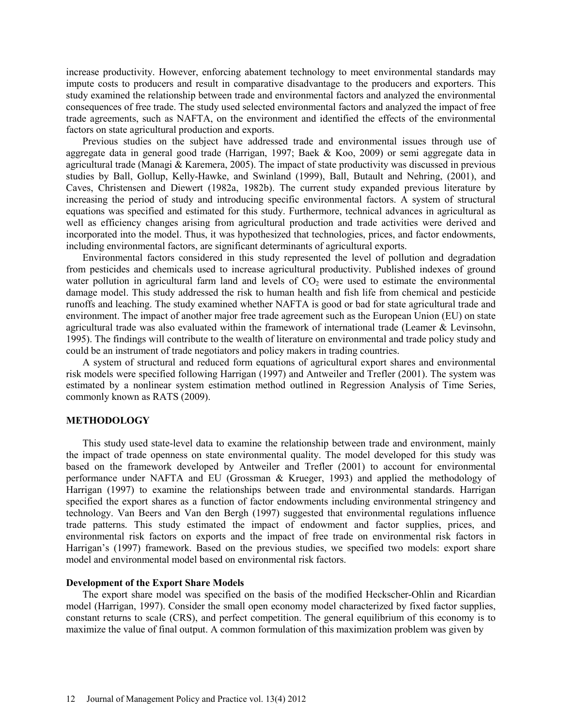increase productivity. However, enforcing abatement technology to meet environmental standards may impute costs to producers and result in comparative disadvantage to the producers and exporters. This study examined the relationship between trade and environmental factors and analyzed the environmental consequences of free trade. The study used selected environmental factors and analyzed the impact of free trade agreements, such as NAFTA, on the environment and identified the effects of the environmental factors on state agricultural production and exports.

Previous studies on the subject have addressed trade and environmental issues through use of aggregate data in general good trade (Harrigan, 1997; Baek & Koo, 2009) or semi aggregate data in agricultural trade (Managi & Karemera, 2005). The impact of state productivity was discussed in previous studies by Ball, Gollup, Kelly-Hawke, and Swinland (1999), Ball, Butault and Nehring, (2001), and Caves, Christensen and Diewert (1982a, 1982b). The current study expanded previous literature by increasing the period of study and introducing specific environmental factors. A system of structural equations was specified and estimated for this study. Furthermore, technical advances in agricultural as well as efficiency changes arising from agricultural production and trade activities were derived and incorporated into the model. Thus, it was hypothesized that technologies, prices, and factor endowments, including environmental factors, are significant determinants of agricultural exports.

Environmental factors considered in this study represented the level of pollution and degradation from pesticides and chemicals used to increase agricultural productivity. Published indexes of ground water pollution in agricultural farm land and levels of $CO_2$ were used to estimate the environmental damage model. This study addressed the risk to human health and fish life from chemical and pesticide runoffs and leaching. The study examined whether NAFTA is good or bad for state agricultural trade and environment. The impact of another major free trade agreement such as the European Union (EU) on state agricultural trade was also evaluated within the framework of international trade (Leamer & Levinsohn, 1995). The findings will contribute to the wealth of literature on environmental and trade policy study and could be an instrument of trade negotiators and policy makers in trading countries.

A system of structural and reduced form equations of agricultural export shares and environmental risk models were specified following Harrigan (1997) and Antweiler and Trefler (2001). The system was estimated by a nonlinear system estimation method outlined in Regression Analysis of Time Series, commonly known as RATS (2009).

## METHODOLOGY

This study used state-level data to examine the relationship between trade and environment, mainly the impact of trade openness on state environmental quality. The model developed for this study was based on the framework developed by Antweiler and Trefler (2001) to account for environmental performance under NAFTA and EU (Grossman & Krueger, 1993) and applied the methodology of Harrigan (1997) to examine the relationships between trade and environmental standards. Harrigan specified the export shares as a function of factor endowments including environmental stringency and technology. Van Beers and Van den Bergh (1997) suggested that environmental regulations influence trade patterns. This study estimated the impact of endowment and factor supplies, prices, and environmental risk factors on exports and the impact of free trade on environmental risk factors in Harrigan's (1997) framework. Based on the previous studies, we specified two models: export share model and environmental model based on environmental risk factors.

### Development of the Export Share Models

The export share model was specified on the basis of the modified Heckscher-Ohlin and Ricardian model (Harrigan, 1997). Consider the small open economy model characterized by fixed factor supplies, constant returns to scale (CRS), and perfect competition. The general equilibrium of this economy is to maximize the value of final output. A common formulation of this maximization problem was given by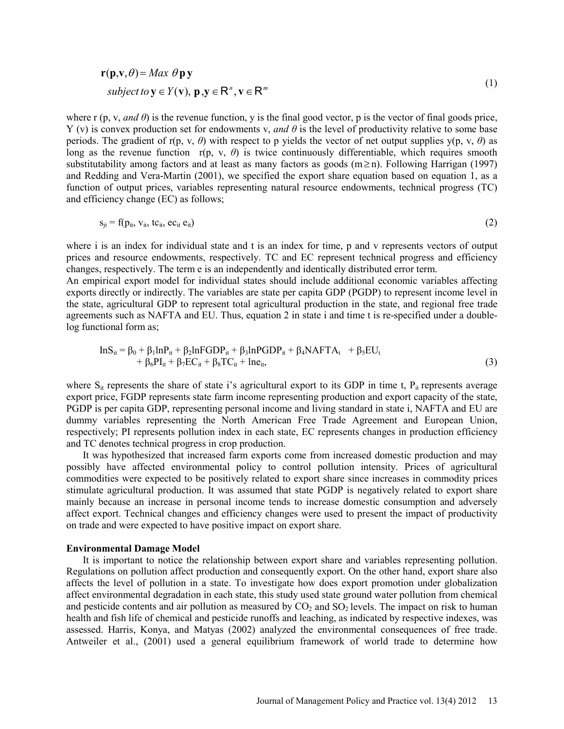$$\mathbf{r}(\mathbf{p},\mathbf{v},\theta) = Max\ \theta\,\mathbf{p}\,\mathbf{y}$$
$$subject\ to\ \mathbf{y} \in Y(\mathbf{v}),\ \mathbf{p},\mathbf{y} \in \mathsf{R}^n, \mathbf{v} \in \mathsf{R}^m \tag{1}$$

where r (p, v, *and θ*) is the revenue function, y is the final good vector, p is the vector of final goods price, Y (v) is convex production set for endowments v, *and θ* is the level of productivity relative to some base periods. The gradient of r(p, v, *θ*) with respect to p yields the vector of net output supplies y(p, v, *θ*) as long as the revenue function r(p, v, *θ*) is twice continuously differentiable, which requires smooth substitutability among factors and at least as many factors as goods ($m \geq n$). Following Harrigan (1997) and Redding and Vera-Martin (2001), we specified the export share equation based on equation 1, as a function of output prices, variables representing natural resource endowments, technical progress (TC) and efficiency change (EC) as follows;

$$s_{jt} = f(p_{it}, v_{it}, tc_{it}, ec_{it}\ e_{it}) \tag{2}$$

where i is an index for individual state and t is an index for time, p and v represents vectors of output prices and resource endowments, respectively. TC and EC represent technical progress and efficiency changes, respectively. The term e is an independently and identically distributed error term.

An empirical export model for individual states should include additional economic variables affecting exports directly or indirectly. The variables are state per capita GDP (PGDP) to represent income level in the state, agricultural GDP to represent total agricultural production in the state, and regional free trade agreements such as NAFTA and EU. Thus, equation 2 in state i and time t is re-specified under a double-log functional form as;

$$\begin{aligned} \text{In}S_{it} = \beta_0 + \beta_1 \ln P_{it} + \beta_2 \ln FGDP_{it} + \beta_3 \ln PGDP_{it} + \beta_4 NAFTA_t + \beta_5 EU_t \\ + \beta_6 PI_{it} + \beta_7 EC_{it} + \beta_8 TC_{it} + \ln e_{it}, \end{aligned} \tag{3}$$

where $S_{it}$ represents the share of state i's agricultural export to its GDP in time t, $P_{it}$ represents average export price, FGDP represents state farm income representing production and export capacity of the state, PGDP is per capita GDP, representing personal income and living standard in state i, NAFTA and EU are dummy variables representing the North American Free Trade Agreement and European Union, respectively; PI represents pollution index in each state, EC represents changes in production efficiency and TC denotes technical progress in crop production.

It was hypothesized that increased farm exports come from increased domestic production and may possibly have affected environmental policy to control pollution intensity. Prices of agricultural commodities were expected to be positively related to export share since increases in commodity prices stimulate agricultural production. It was assumed that state PGDP is negatively related to export share mainly because an increase in personal income tends to increase domestic consumption and adversely affect export. Technical changes and efficiency changes were used to present the impact of productivity on trade and were expected to have positive impact on export share.

**Environmental Damage Model**

It is important to notice the relationship between export share and variables representing pollution. Regulations on pollution affect production and consequently export. On the other hand, export share also affects the level of pollution in a state. To investigate how does export promotion under globalization affect environmental degradation in each state, this study used state ground water pollution from chemical and pesticide contents and air pollution as measured by $CO_2$ and $SO_2$ levels. The impact on risk to human health and fish life of chemical and pesticide runoffs and leaching, as indicated by respective indexes, was assessed. Harris, Konya, and Matyas (2002) analyzed the environmental consequences of free trade. Antweiler et al., (2001) used a general equilibrium framework of world trade to determine how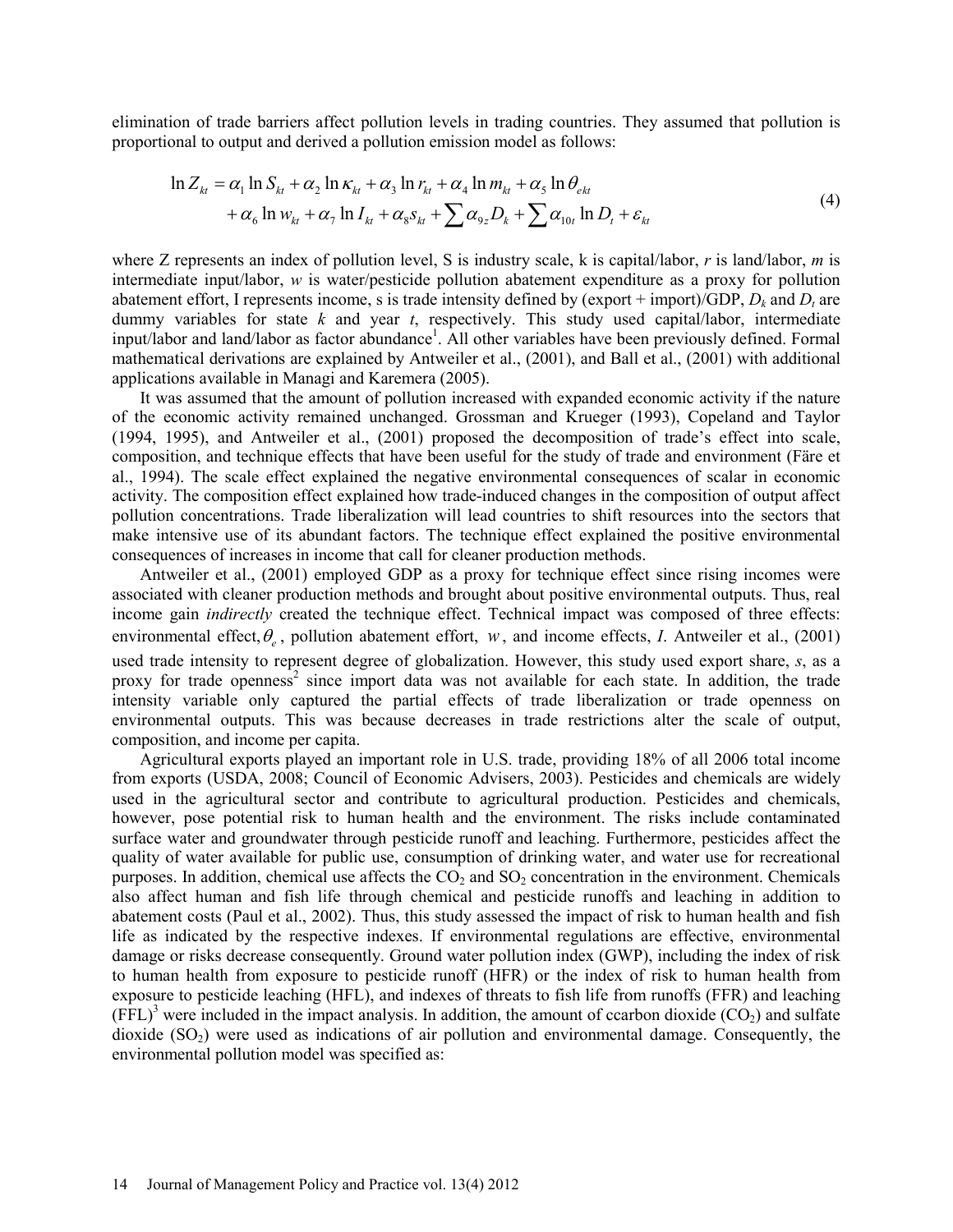elimination of trade barriers affect pollution levels in trading countries. They assumed that pollution is proportional to output and derived a pollution emission model as follows:

$$\ln Z_{kt} = \alpha_1 \ln S_{kt} + \alpha_2 \ln \kappa_{kt} + \alpha_3 \ln r_{kt} + \alpha_4 \ln m_{kt} + \alpha_5 \ln \theta_{ekt} + \alpha_6 \ln w_{kt} + \alpha_7 \ln I_{kt} + \alpha_8 s_{kt} + \sum \alpha_{9z} D_k + \sum \alpha_{10t} \ln D_t + \varepsilon_{kt} \tag{4}$$

where Z represents an index of pollution level, S is industry scale, k is capital/labor, *r* is land/labor, *m* is intermediate input/labor, *w* is water/pesticide pollution abatement expenditure as a proxy for pollution abatement effort, I represents income, s is trade intensity defined by (export + import)/GDP, $D_k$ and $D_t$ are dummy variables for state *k* and year *t*, respectively. This study used capital/labor, intermediate input/labor and land/labor as factor abundance[1]. All other variables have been previously defined. Formal mathematical derivations are explained by Antweiler et al., (2001), and Ball et al., (2001) with additional applications available in Managi and Karemera (2005).

It was assumed that the amount of pollution increased with expanded economic activity if the nature of the economic activity remained unchanged. Grossman and Krueger (1993), Copeland and Taylor (1994, 1995), and Antweiler et al., (2001) proposed the decomposition of trade's effect into scale, composition, and technique effects that have been useful for the study of trade and environment (Färe et al., 1994). The scale effect explained the negative environmental consequences of scalar in economic activity. The composition effect explained how trade-induced changes in the composition of output affect pollution concentrations. Trade liberalization will lead countries to shift resources into the sectors that make intensive use of its abundant factors. The technique effect explained the positive environmental consequences of increases in income that call for cleaner production methods.

Antweiler et al., (2001) employed GDP as a proxy for technique effect since rising incomes were associated with cleaner production methods and brought about positive environmental outputs. Thus, real income gain *indirectly* created the technique effect. Technical impact was composed of three effects: environmental effect, $\theta_e$, pollution abatement effort, $w$, and income effects, *I*. Antweiler et al., (2001) used trade intensity to represent degree of globalization. However, this study used export share, *s*, as a proxy for trade openness[2] since import data was not available for each state. In addition, the trade intensity variable only captured the partial effects of trade liberalization or trade openness on environmental outputs. This was because decreases in trade restrictions alter the scale of output, composition, and income per capita.

Agricultural exports played an important role in U.S. trade, providing 18% of all 2006 total income from exports (USDA, 2008; Council of Economic Advisers, 2003). Pesticides and chemicals are widely used in the agricultural sector and contribute to agricultural production. Pesticides and chemicals, however, pose potential risk to human health and the environment. The risks include contaminated surface water and groundwater through pesticide runoff and leaching. Furthermore, pesticides affect the quality of water available for public use, consumption of drinking water, and water use for recreational purposes. In addition, chemical use affects the $CO_2$ and $SO_2$ concentration in the environment. Chemicals also affect human and fish life through chemical and pesticide runoffs and leaching in addition to abatement costs (Paul et al., 2002). Thus, this study assessed the impact of risk to human health and fish life as indicated by the respective indexes. If environmental regulations are effective, environmental damage or risks decrease consequently. Ground water pollution index (GWP), including the index of risk to human health from exposure to pesticide runoff (HFR) or the index of risk to human health from exposure to pesticide leaching (HFL), and indexes of threats to fish life from runoffs (FFR) and leaching (FFL)[3] were included in the impact analysis. In addition, the amount of ccarbon dioxide ($CO_2$) and sulfate dioxide ($SO_2$) were used as indications of air pollution and environmental damage. Consequently, the environmental pollution model was specified as: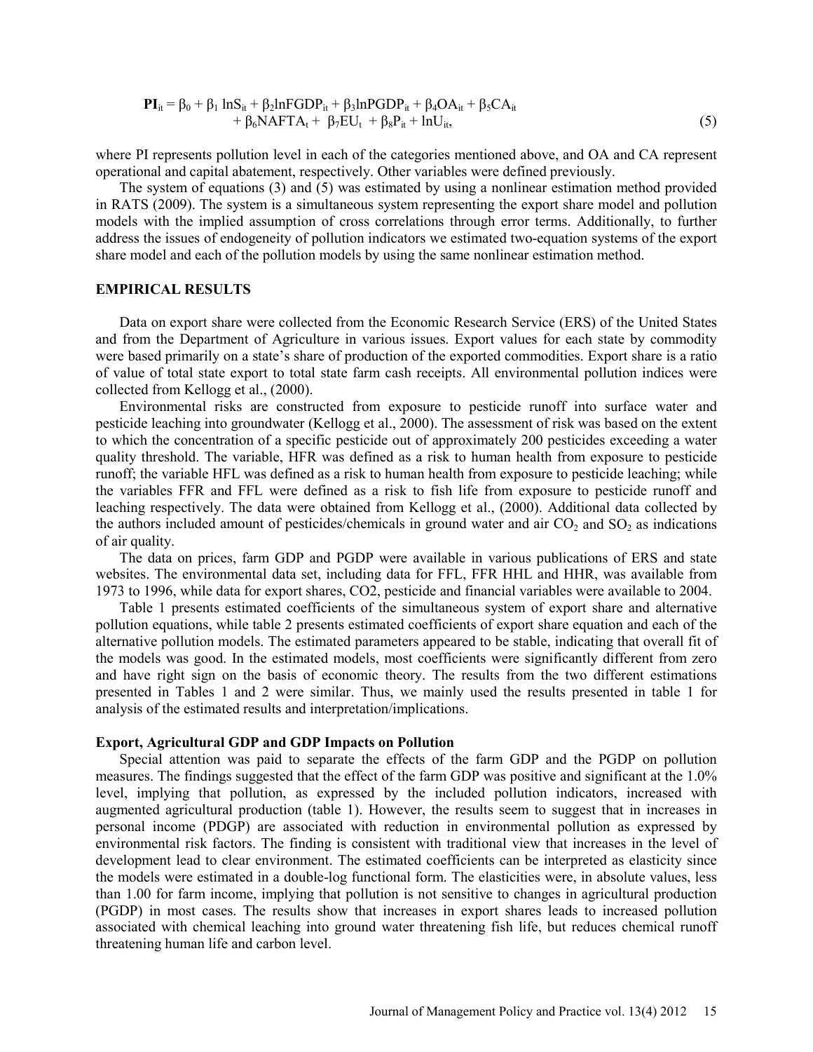$$\mathbf{PI}_{it} = \beta_0 + \beta_1 \ln S_{it} + \beta_2 \ln FGDP_{it} + \beta_3 \ln PGDP_{it} + \beta_4 OA_{it} + \beta_5 CA_{it} + \beta_6 NAFTA_t + \beta_7 EU_t + \beta_8 P_{it} + \ln U_{it}, \tag{5}$$

where PI represents pollution level in each of the categories mentioned above, and OA and CA represent operational and capital abatement, respectively. Other variables were defined previously.

The system of equations (3) and (5) was estimated by using a nonlinear estimation method provided in RATS (2009). The system is a simultaneous system representing the export share model and pollution models with the implied assumption of cross correlations through error terms. Additionally, to further address the issues of endogeneity of pollution indicators we estimated two-equation systems of the export share model and each of the pollution models by using the same nonlinear estimation method.

## EMPIRICAL RESULTS

Data on export share were collected from the Economic Research Service (ERS) of the United States and from the Department of Agriculture in various issues. Export values for each state by commodity were based primarily on a state's share of production of the exported commodities. Export share is a ratio of value of total state export to total state farm cash receipts. All environmental pollution indices were collected from Kellogg et al., (2000).

Environmental risks are constructed from exposure to pesticide runoff into surface water and pesticide leaching into groundwater (Kellogg et al., 2000). The assessment of risk was based on the extent to which the concentration of a specific pesticide out of approximately 200 pesticides exceeding a water quality threshold. The variable, HFR was defined as a risk to human health from exposure to pesticide runoff; the variable HFL was defined as a risk to human health from exposure to pesticide leaching; while the variables FFR and FFL were defined as a risk to fish life from exposure to pesticide runoff and leaching respectively. The data were obtained from Kellogg et al., (2000). Additional data collected by the authors included amount of pesticides/chemicals in ground water and air $CO_2$ and $SO_2$ as indications of air quality.

The data on prices, farm GDP and PGDP were available in various publications of ERS and state websites. The environmental data set, including data for FFL, FFR HHL and HHR, was available from 1973 to 1996, while data for export shares, CO2, pesticide and financial variables were available to 2004.

Table 1 presents estimated coefficients of the simultaneous system of export share and alternative pollution equations, while table 2 presents estimated coefficients of export share equation and each of the alternative pollution models. The estimated parameters appeared to be stable, indicating that overall fit of the models was good. In the estimated models, most coefficients were significantly different from zero and have right sign on the basis of economic theory. The results from the two different estimations presented in Tables 1 and 2 were similar. Thus, we mainly used the results presented in table 1 for analysis of the estimated results and interpretation/implications.

### Export, Agricultural GDP and GDP Impacts on Pollution

Special attention was paid to separate the effects of the farm GDP and the PGDP on pollution measures. The findings suggested that the effect of the farm GDP was positive and significant at the 1.0% level, implying that pollution, as expressed by the included pollution indicators, increased with augmented agricultural production (table 1). However, the results seem to suggest that in increases in personal income (PDGP) are associated with reduction in environmental pollution as expressed by environmental risk factors. The finding is consistent with traditional view that increases in the level of development lead to clear environment. The estimated coefficients can be interpreted as elasticity since the models were estimated in a double-log functional form. The elasticities were, in absolute values, less than 1.00 for farm income, implying that pollution is not sensitive to changes in agricultural production (PGDP) in most cases. The results show that increases in export shares leads to increased pollution associated with chemical leaching into ground water threatening fish life, but reduces chemical runoff threatening human life and carbon level.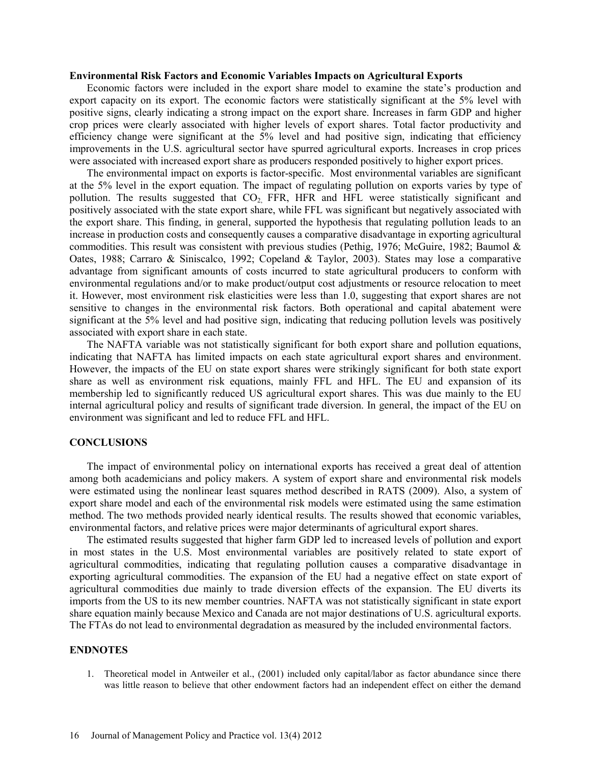**Environmental Risk Factors and Economic Variables Impacts on Agricultural Exports**

Economic factors were included in the export share model to examine the state's production and export capacity on its export. The economic factors were statistically significant at the 5% level with positive signs, clearly indicating a strong impact on the export share. Increases in farm GDP and higher crop prices were clearly associated with higher levels of export shares. Total factor productivity and efficiency change were significant at the 5% level and had positive sign, indicating that efficiency improvements in the U.S. agricultural sector have spurred agricultural exports. Increases in crop prices were associated with increased export share as producers responded positively to higher export prices.

The environmental impact on exports is factor-specific. Most environmental variables are significant at the 5% level in the export equation. The impact of regulating pollution on exports varies by type of pollution. The results suggested that $CO_2$, FFR, HFR and HFL weree statistically significant and positively associated with the state export share, while FFL was significant but negatively associated with the export share. This finding, in general, supported the hypothesis that regulating pollution leads to an increase in production costs and consequently causes a comparative disadvantage in exporting agricultural commodities. This result was consistent with previous studies (Pethig, 1976; McGuire, 1982; Baumol & Oates, 1988; Carraro & Siniscalco, 1992; Copeland & Taylor, 2003). States may lose a comparative advantage from significant amounts of costs incurred to state agricultural producers to conform with environmental regulations and/or to make product/output cost adjustments or resource relocation to meet it. However, most environment risk elasticities were less than 1.0, suggesting that export shares are not sensitive to changes in the environmental risk factors. Both operational and capital abatement were significant at the 5% level and had positive sign, indicating that reducing pollution levels was positively associated with export share in each state.

The NAFTA variable was not statistically significant for both export share and pollution equations, indicating that NAFTA has limited impacts on each state agricultural export shares and environment. However, the impacts of the EU on state export shares were strikingly significant for both state export share as well as environment risk equations, mainly FFL and HFL. The EU and expansion of its membership led to significantly reduced US agricultural export shares. This was due mainly to the EU internal agricultural policy and results of significant trade diversion. In general, the impact of the EU on environment was significant and led to reduce FFL and HFL.

## CONCLUSIONS

The impact of environmental policy on international exports has received a great deal of attention among both academicians and policy makers. A system of export share and environmental risk models were estimated using the nonlinear least squares method described in RATS (2009). Also, a system of export share model and each of the environmental risk models were estimated using the same estimation method. The two methods provided nearly identical results. The results showed that economic variables, environmental factors, and relative prices were major determinants of agricultural export shares.

The estimated results suggested that higher farm GDP led to increased levels of pollution and export in most states in the U.S. Most environmental variables are positively related to state export of agricultural commodities, indicating that regulating pollution causes a comparative disadvantage in exporting agricultural commodities. The expansion of the EU had a negative effect on state export of agricultural commodities due mainly to trade diversion effects of the expansion. The EU diverts its imports from the US to its new member countries. NAFTA was not statistically significant in state export share equation mainly because Mexico and Canada are not major destinations of U.S. agricultural exports. The FTAs do not lead to environmental degradation as measured by the included environmental factors.

## ENDNOTES

1. Theoretical model in Antweiler et al., (2001) included only capital/labor as factor abundance since there was little reason to believe that other endowment factors had an independent effect on either the demand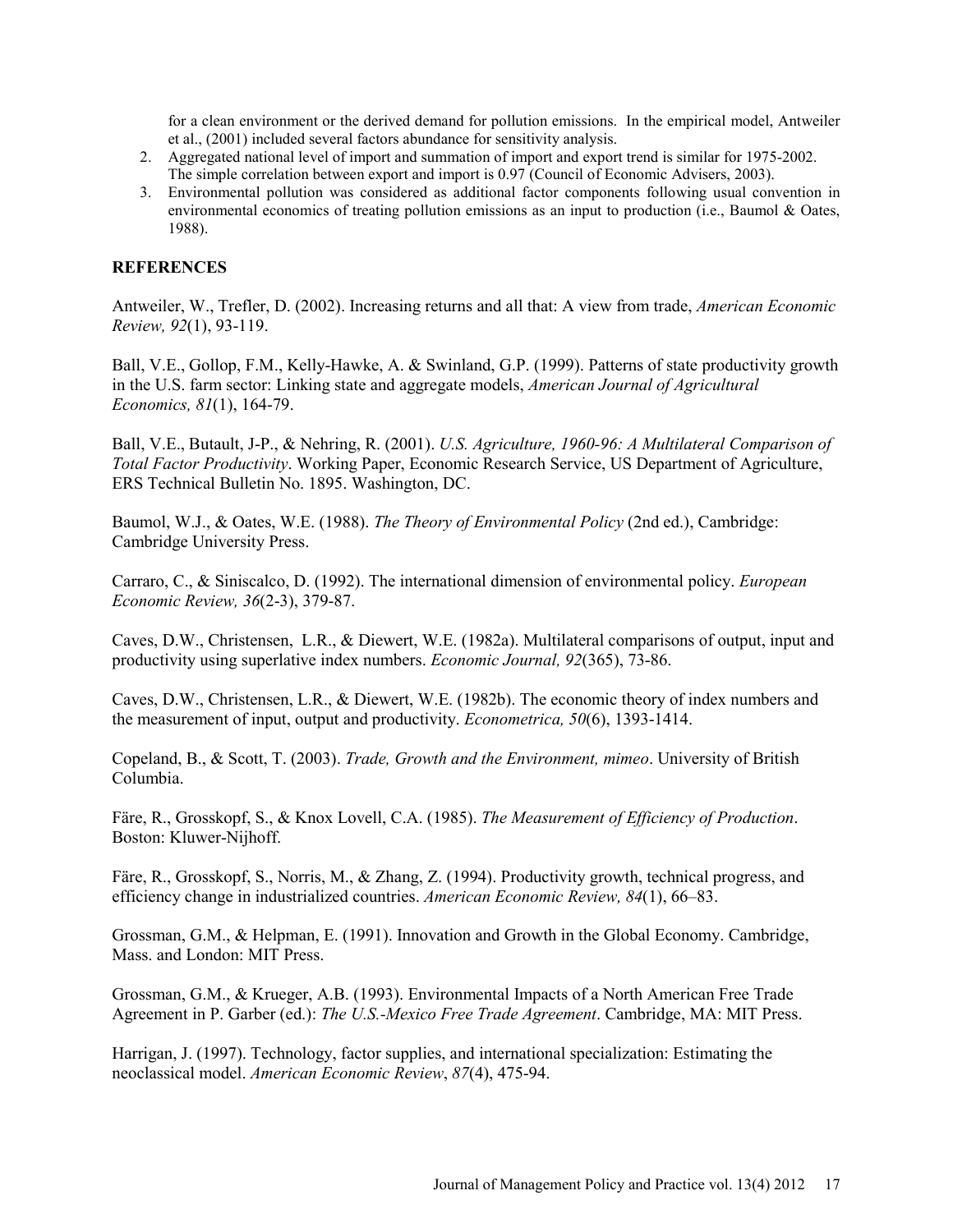for a clean environment or the derived demand for pollution emissions. In the empirical model, Antweiler et al., (2001) included several factors abundance for sensitivity analysis.

2. Aggregated national level of import and summation of import and export trend is similar for 1975-2002. The simple correlation between export and import is 0.97 (Council of Economic Advisers, 2003).
3. Environmental pollution was considered as additional factor components following usual convention in environmental economics of treating pollution emissions as an input to production (i.e., Baumol & Oates, 1988).

## REFERENCES

Antweiler, W., Trefler, D. (2002). Increasing returns and all that: A view from trade, *American Economic Review, 92*(1), 93-119.

Ball, V.E., Gollop, F.M., Kelly-Hawke, A. & Swinland, G.P. (1999). Patterns of state productivity growth in the U.S. farm sector: Linking state and aggregate models, *American Journal of Agricultural Economics, 81*(1), 164-79.

Ball, V.E., Butault, J-P., & Nehring, R. (2001). *U.S. Agriculture, 1960-96: A Multilateral Comparison of Total Factor Productivity*. Working Paper, Economic Research Service, US Department of Agriculture, ERS Technical Bulletin No. 1895. Washington, DC.

Baumol, W.J., & Oates, W.E. (1988). *The Theory of Environmental Policy* (2nd ed.), Cambridge: Cambridge University Press.

Carraro, C., & Siniscalco, D. (1992). The international dimension of environmental policy. *European Economic Review, 36*(2-3), 379-87.

Caves, D.W., Christensen, L.R., & Diewert, W.E. (1982a). Multilateral comparisons of output, input and productivity using superlative index numbers. *Economic Journal, 92*(365), 73-86.

Caves, D.W., Christensen, L.R., & Diewert, W.E. (1982b). The economic theory of index numbers and the measurement of input, output and productivity. *Econometrica, 50*(6), 1393-1414.

Copeland, B., & Scott, T. (2003). *Trade, Growth and the Environment, mimeo*. University of British Columbia.

Färe, R., Grosskopf, S., & Knox Lovell, C.A. (1985). *The Measurement of Efficiency of Production*. Boston: Kluwer-Nijhoff.

Färe, R., Grosskopf, S., Norris, M., & Zhang, Z. (1994). Productivity growth, technical progress, and efficiency change in industrialized countries. *American Economic Review, 84*(1), 66–83.

Grossman, G.M., & Helpman, E. (1991). Innovation and Growth in the Global Economy. Cambridge, Mass. and London: MIT Press.

Grossman, G.M., & Krueger, A.B. (1993). Environmental Impacts of a North American Free Trade Agreement in P. Garber (ed.): *The U.S.-Mexico Free Trade Agreement*. Cambridge, MA: MIT Press.

Harrigan, J. (1997). Technology, factor supplies, and international specialization: Estimating the neoclassical model. *American Economic Review*, *87*(4), 475-94.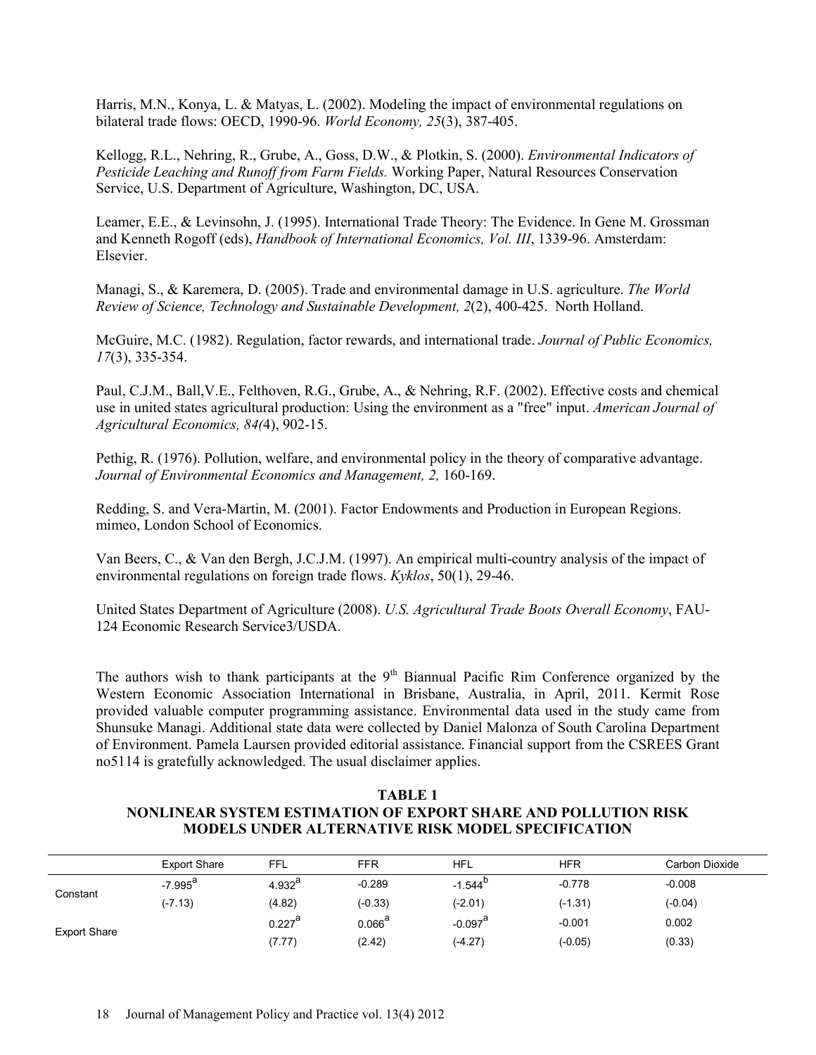Harris, M.N., Konya, L. & Matyas, L. (2002). Modeling the impact of environmental regulations on bilateral trade flows: OECD, 1990-96. *World Economy, 25*(3), 387-405.

Kellogg, R.L., Nehring, R., Grube, A., Goss, D.W., & Plotkin, S. (2000). *Environmental Indicators of Pesticide Leaching and Runoff from Farm Fields.* Working Paper, Natural Resources Conservation Service, U.S. Department of Agriculture, Washington, DC, USA.

Leamer, E.E., & Levinsohn, J. (1995). International Trade Theory: The Evidence. In Gene M. Grossman and Kenneth Rogoff (eds), *Handbook of International Economics, Vol. III*, 1339-96. Amsterdam: Elsevier.

Managi, S., & Karemera, D. (2005). Trade and environmental damage in U.S. agriculture. *The World Review of Science, Technology and Sustainable Development, 2*(2), 400-425. North Holland.

McGuire, M.C. (1982). Regulation, factor rewards, and international trade. *Journal of Public Economics, 17*(3), 335-354.

Paul, C.J.M., Ball,V.E., Felthoven, R.G., Grube, A., & Nehring, R.F. (2002). Effective costs and chemical use in united states agricultural production: Using the environment as a "free" input. *American Journal of Agricultural Economics, 84(*4), 902-15.

Pethig, R. (1976). Pollution, welfare, and environmental policy in the theory of comparative advantage. *Journal of Environmental Economics and Management, 2,* 160-169.

Redding, S. and Vera-Martin, M. (2001). Factor Endowments and Production in European Regions. mimeo, London School of Economics.

Van Beers, C., & Van den Bergh, J.C.J.M. (1997). An empirical multi-country analysis of the impact of environmental regulations on foreign trade flows. *Kyklos*, 50(1), 29-46.

United States Department of Agriculture (2008). *U.S. Agricultural Trade Boots Overall Economy*, FAU-124 Economic Research Service3/USDA.

The authors wish to thank participants at the 9th Biannual Pacific Rim Conference organized by the Western Economic Association International in Brisbane, Australia, in April, 2011. Kermit Rose provided valuable computer programming assistance. Environmental data used in the study came from Shunsuke Managi. Additional state data were collected by Daniel Malonza of South Carolina Department of Environment. Pamela Laursen provided editorial assistance. Financial support from the CSREES Grant no5114 is gratefully acknowledged. The usual disclaimer applies.

**TABLE 1**
**NONLINEAR SYSTEM ESTIMATION OF EXPORT SHARE AND POLLUTION RISK MODELS UNDER ALTERNATIVE RISK MODEL SPECIFICATION**

| | Export Share | FFL | FFR | HFL | HFR | Carbon Dioxide |
|---|---|---|---|---|---|---|
| Constant | -7.995[a] | 4.932[a] | -0.289 | -1.544[b] | -0.778 | -0.008 |
| | (-7.13) | (4.82) | (-0.33) | (-2.01) | (-1.31) | (-0.04) |
| Export Share | | 0.227[a] | 0.066[a] | -0.097[a] | -0.001 | 0.002 |
| | | (7.77) | (2.42) | (-4.27) | (-0.05) | (0.33) |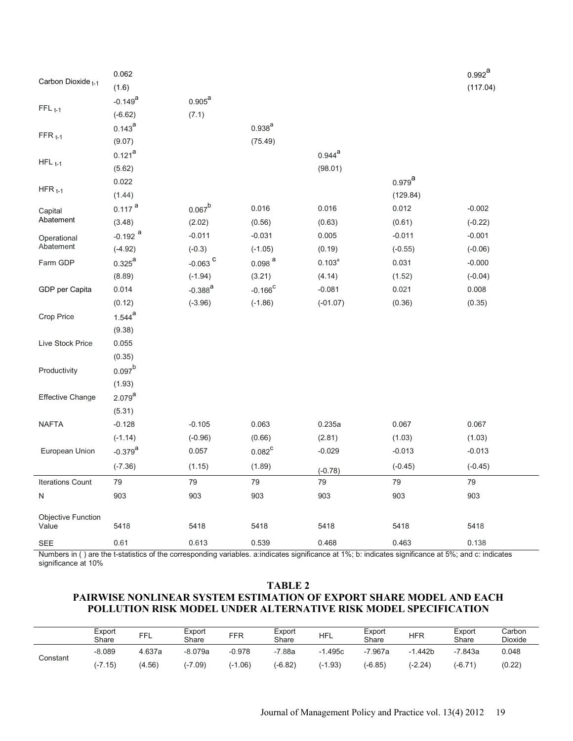| | | | | | | |
|---|---|---|---|---|---|---|
| Carbon Dioxide $_{t-1}$ | 0.062 | | | | | 0.992[a] |
| | (1.6) | | | | | (117.04) |
| FFL $_{t-1}$ | -0.149[a] | 0.905[a] | | | | |
| | (-6.62) | (7.1) | | | | |
| FFR $_{t-1}$ | 0.143[a] | | 0.938[a] | | | |
| | (9.07) | | (75.49) | | | |
| HFL $_{t-1}$ | 0.121[a] | | | 0.944[a] | | |
| | (5.62) | | | (98.01) | | |
| HFR $_{t-1}$ | 0.022 | | | | 0.979[a] | |
| | (1.44) | | | | (129.84) | |
| Capital Abatement | 0.117 [a] | 0.067[b] | 0.016 | 0.016 | 0.012 | -0.002 |
| | (3.48) | (2.02) | (0.56) | (0.63) | (0.61) | (-0.22) |
| Operational Abatement | -0.192 [a] | -0.011 | -0.031 | 0.005 | -0.011 | -0.001 |
| | (-4.92) | (-0.3) | (-1.05) | (0.19) | (-0.55) | (-0.06) |
| Farm GDP | 0.325[a] | -0.063 [c] | 0.098 [a] | 0.103[a] | 0.031 | -0.000 |
| | (8.89) | (-1.94) | (3.21) | (4.14) | (1.52) | (-0.04) |
| GDP per Capita | 0.014 | -0.388[a] | -0.166[c] | -0.081 | 0.021 | 0.008 |
| | (0.12) | (-3.96) | (-1.86) | (-01.07) | (0.36) | (0.35) |
| Crop Price | 1.544[a] | | | | | |
| | (9.38) | | | | | |
| Live Stock Price | 0.055 | | | | | |
| | (0.35) | | | | | |
| Productivity | 0.097[b] | | | | | |
| | (1.93) | | | | | |
| Effective Change | 2.079[a] | | | | | |
| | (5.31) | | | | | |
| NAFTA | -0.128 | -0.105 | 0.063 | 0.235a | 0.067 | 0.067 |
| | (-1.14) | (-0.96) | (0.66) | (2.81) | (1.03) | (1.03) |
| European Union | -0.379[a] | 0.057 | 0.082[c] | -0.029 | -0.013 | -0.013 |
| | (-7.36) | (1.15) | (1.89) | (-0.78) | (-0.45) | (-0.45) |
| Iterations Count | 79 | 79 | 79 | 79 | 79 | 79 |
| N | 903 | 903 | 903 | 903 | 903 | 903 |
| Objective Function Value | 5418 | 5418 | 5418 | 5418 | 5418 | 5418 |
| SEE | 0.61 | 0.613 | 0.539 | 0.468 | 0.463 | 0.138 |

Numbers in ( ) are the t-statistics of the corresponding variables. a:indicates significance at 1%; b: indicates significance at 5%; and c: indicates significance at 10%

## TABLE 2
## PAIRWISE NONLINEAR SYSTEM ESTIMATION OF EXPORT SHARE MODEL AND EACH POLLUTION RISK MODEL UNDER ALTERNATIVE RISK MODEL SPECIFICATION

| | Export Share | FFL | Export Share | FFR | Export Share | HFL | Export Share | HFR | Export Share | Carbon Dioxide |
|---|---|---|---|---|---|---|---|---|---|---|
| Constant | -8.089 | 4.637a | -8.079a | -0.978 | -7.88a | -1.495c | -7.967a | -1.442b | -7.843a | 0.048 |
| | (-7.15) | (4.56) | (-7.09) | (-1.06) | (-6.82) | (-1.93) | (-6.85) | (-2.24) | (-6.71) | (0.22) |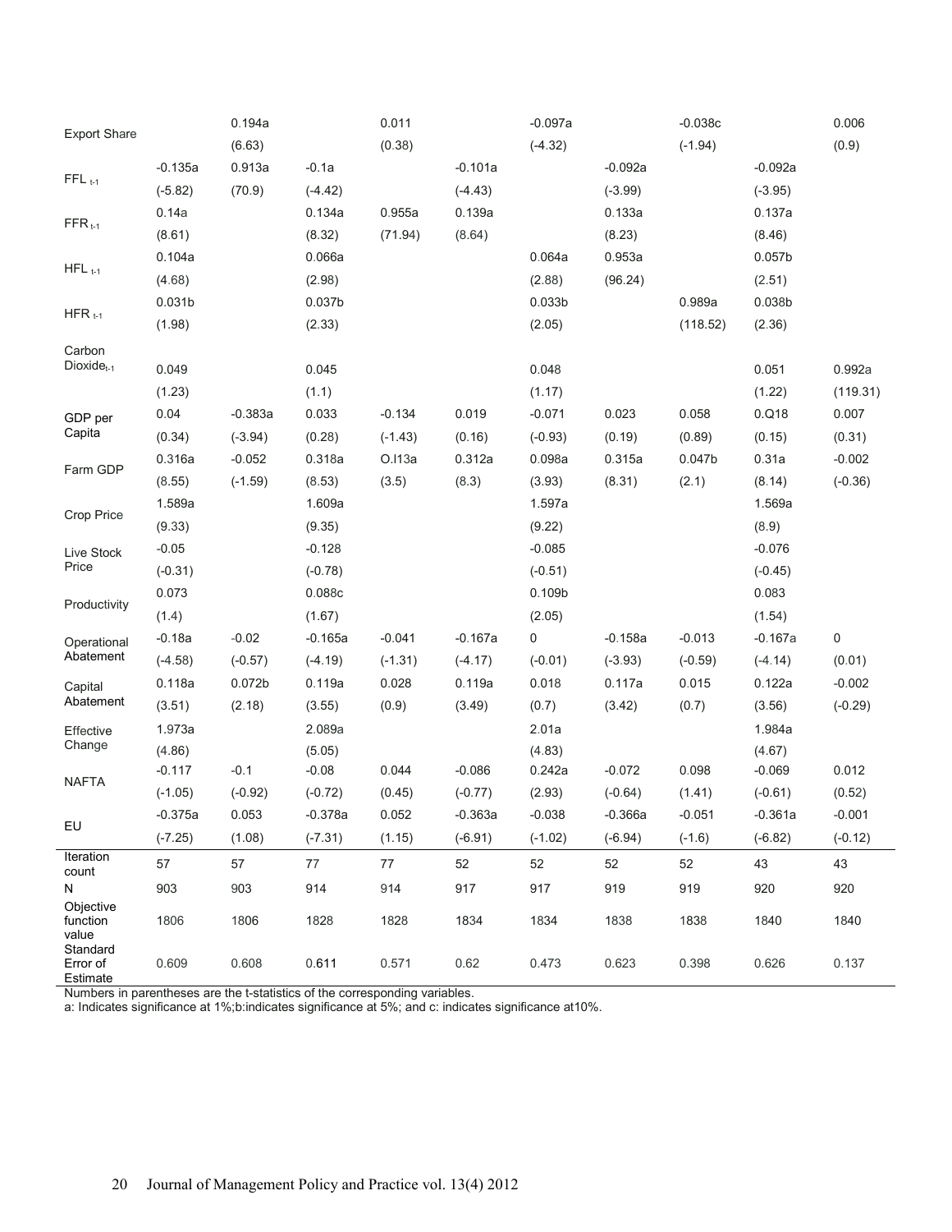| | | | | | | | | | | |
|---|---|---|---|---|---|---|---|---|---|---|
| Export Share | | 0.194a | | 0.011 | | -0.097a | | -0.038c | | 0.006 |
| | | (6.63) | | (0.38) | | (-4.32) | | (-1.94) | | (0.9) |
| FFL $_{t-1}$ | -0.135a | 0.913a | -0.1a | | -0.101a | | -0.092a | | -0.092a | |
| | (-5.82) | (70.9) | (-4.42) | | (-4.43) | | (-3.99) | | (-3.95) | |
| FFR $_{t-1}$ | 0.14a | | 0.134a | 0.955a | 0.139a | | 0.133a | | 0.137a | |
| | (8.61) | | (8.32) | (71.94) | (8.64) | | (8.23) | | (8.46) | |
| HFL $_{t-1}$ | 0.104a | | 0.066a | | | 0.064a | 0.953a | | 0.057b | |
| | (4.68) | | (2.98) | | | (2.88) | (96.24) | | (2.51) | |
| HFR $_{t-1}$ | 0.031b | | 0.037b | | | 0.033b | | 0.989a | 0.038b | |
| | (1.98) | | (2.33) | | | (2.05) | | (118.52) | (2.36) | |
| Carbon Dioxide$_{t-1}$ | 0.049 | | 0.045 | | | 0.048 | | | 0.051 | 0.992a |
| | (1.23) | | (1.1) | | | (1.17) | | | (1.22) | (119.31) |
| GDP per Capita | 0.04 | -0.383a | 0.033 | -0.134 | 0.019 | -0.071 | 0.023 | 0.058 | 0.Q18 | 0.007 |
| | (0.34) | (-3.94) | (0.28) | (-1.43) | (0.16) | (-0.93) | (0.19) | (0.89) | (0.15) | (0.31) |
| Farm GDP | 0.316a | -0.052 | 0.318a | O.I13a | 0.312a | 0.098a | 0.315a | 0.047b | 0.31a | -0.002 |
| | (8.55) | (-1.59) | (8.53) | (3.5) | (8.3) | (3.93) | (8.31) | (2.1) | (8.14) | (-0.36) |
| Crop Price | 1.589a | | 1.609a | | | 1.597a | | | 1.569a | |
| | (9.33) | | (9.35) | | | (9.22) | | | (8.9) | |
| Live Stock Price | -0.05 | | -0.128 | | | -0.085 | | | -0.076 | |
| | (-0.31) | | (-0.78) | | | (-0.51) | | | (-0.45) | |
| Productivity | 0.073 | | 0.088c | | | 0.109b | | | 0.083 | |
| | (1.4) | | (1.67) | | | (2.05) | | | (1.54) | |
| Operational Abatement | -0.18a | -0.02 | -0.165a | -0.041 | -0.167a | 0 | -0.158a | -0.013 | -0.167a | 0 |
| | (-4.58) | (-0.57) | (-4.19) | (-1.31) | (-4.17) | (-0.01) | (-3.93) | (-0.59) | (-4.14) | (0.01) |
| Capital Abatement | 0.118a | 0.072b | 0.119a | 0.028 | 0.119a | 0.018 | 0.117a | 0.015 | 0.122a | -0.002 |
| | (3.51) | (2.18) | (3.55) | (0.9) | (3.49) | (0.7) | (3.42) | (0.7) | (3.56) | (-0.29) |
| Effective Change | 1.973a | | 2.089a | | | 2.01a | | | 1.984a | |
| | (4.86) | | (5.05) | | | (4.83) | | | (4.67) | |
| NAFTA | -0.117 | -0.1 | -0.08 | 0.044 | -0.086 | 0.242a | -0.072 | 0.098 | -0.069 | 0.012 |
| | (-1.05) | (-0.92) | (-0.72) | (0.45) | (-0.77) | (2.93) | (-0.64) | (1.41) | (-0.61) | (0.52) |
| EU | -0.375a | 0.053 | -0.378a | 0.052 | -0.363a | -0.038 | -0.366a | -0.051 | -0.361a | -0.001 |
| | (-7.25) | (1.08) | (-7.31) | (1.15) | (-6.91) | (-1.02) | (-6.94) | (-1.6) | (-6.82) | (-0.12) |
| Iteration count | 57 | 57 | 77 | 77 | 52 | 52 | 52 | 52 | 43 | 43 |
| N | 903 | 903 | 914 | 914 | 917 | 917 | 919 | 919 | 920 | 920 |
| Objective function value | 1806 | 1806 | 1828 | 1828 | 1834 | 1834 | 1838 | 1838 | 1840 | 1840 |
| Standard Error of Estimate | 0.609 | 0.608 | 0.611 | 0.571 | 0.62 | 0.473 | 0.623 | 0.398 | 0.626 | 0.137 |

Numbers in parentheses are the t-statistics of the corresponding variables.
a: Indicates significance at 1%;b:indicates significance at 5%; and c: indicates significance at10%.